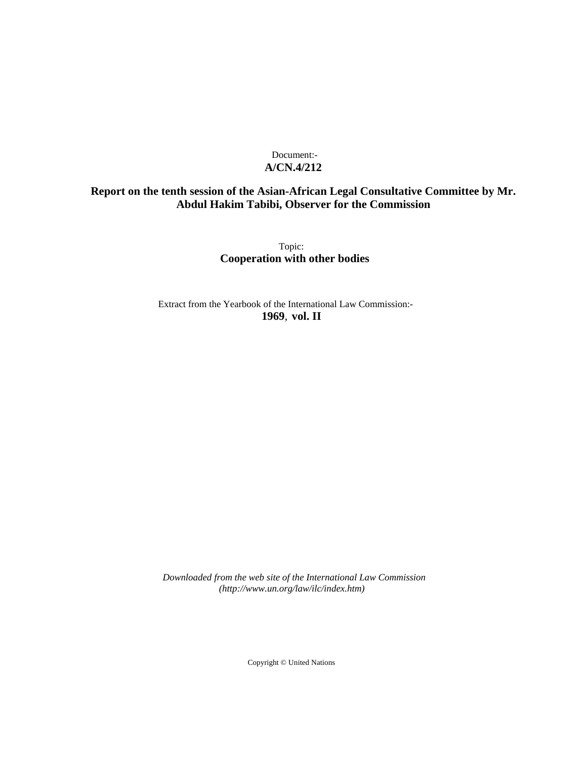Document:-
**A/CN.4/212**

**Report on the tenth session of the Asian-African Legal Consultative Committee by Mr. Abdul Hakim Tabibi, Observer for the Commission**

Topic:
**Cooperation with other bodies**

Extract from the Yearbook of the International Law Commission:-
**1969**, **vol. II**

*Downloaded from the web site of the International Law Commission (http://www.un.org/law/ilc/index.htm)*

Copyright © United Nations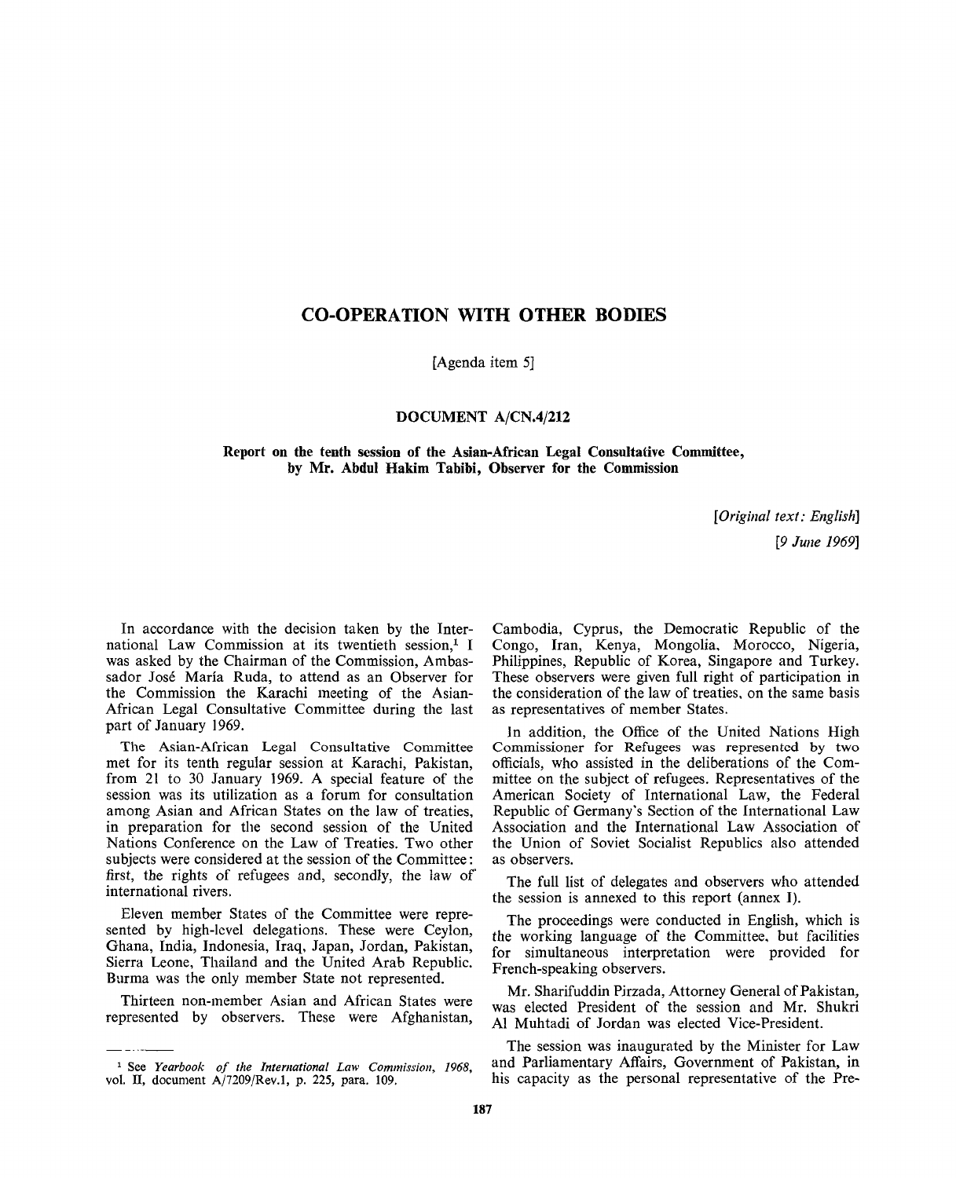# CO-OPERATION WITH OTHER BODIES

[Agenda item 5]

## DOCUMENT A/CN.4/212

### Report on the tenth session of the Asian-African Legal Consultative Committee, by Mr. Abdul Hakim Tabibi, Observer for the Commission

*[Original text: English]*
*[9 June 1969]*

In accordance with the decision taken by the International Law Commission at its twentieth session,[1] I was asked by the Chairman of the Commission, Ambassador José María Ruda, to attend as an Observer for the Commission the Karachi meeting of the Asian-African Legal Consultative Committee during the last part of January 1969.

The Asian-African Legal Consultative Committee met for its tenth regular session at Karachi, Pakistan, from 21 to 30 January 1969. A special feature of the session was its utilization as a forum for consultation among Asian and African States on the law of treaties, in preparation for the second session of the United Nations Conference on the Law of Treaties. Two other subjects were considered at the session of the Committee: first, the rights of refugees and, secondly, the law of international rivers.

Eleven member States of the Committee were represented by high-level delegations. These were Ceylon, Ghana, India, Indonesia, Iraq, Japan, Jordan, Pakistan, Sierra Leone, Thailand and the United Arab Republic. Burma was the only member State not represented.

Thirteen non-member Asian and African States were represented by observers. These were Afghanistan, Cambodia, Cyprus, the Democratic Republic of the Congo, Iran, Kenya, Mongolia, Morocco, Nigeria, Philippines, Republic of Korea, Singapore and Turkey. These observers were given full right of participation in the consideration of the law of treaties, on the same basis as representatives of member States.

In addition, the Office of the United Nations High Commissioner for Refugees was represented by two officials, who assisted in the deliberations of the Committee on the subject of refugees. Representatives of the American Society of International Law, the Federal Republic of Germany's Section of the International Law Association and the International Law Association of the Union of Soviet Socialist Republics also attended as observers.

The full list of delegates and observers who attended the session is annexed to this report (annex I).

The proceedings were conducted in English, which is the working language of the Committee, but facilities for simultaneous interpretation were provided for French-speaking observers.

Mr. Sharifuddin Pirzada, Attorney General of Pakistan, was elected President of the session and Mr. Shukri Al Muhtadi of Jordan was elected Vice-President.

The session was inaugurated by the Minister for Law and Parliamentary Affairs, Government of Pakistan, in his capacity as the personal representative of the Pre-

---

[1] See *Yearbook of the International Law Commission, 1968*, vol. II, document A/7209/Rev.1, p. 225, para. 109.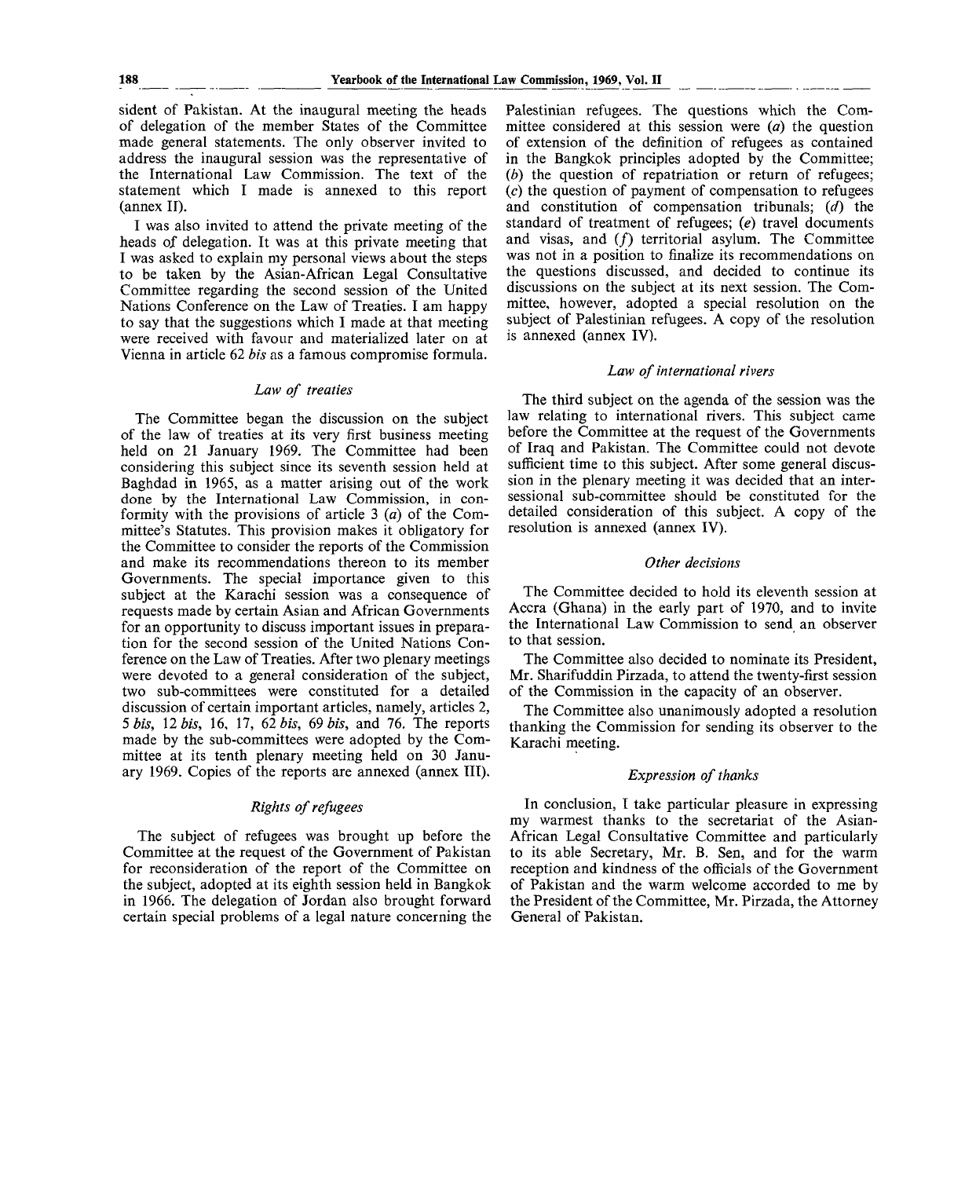sident of Pakistan. At the inaugural meeting the heads of delegation of the member States of the Committee made general statements. The only observer invited to address the inaugural session was the representative of the International Law Commission. The text of the statement which I made is annexed to this report (annex II).

I was also invited to attend the private meeting of the heads of delegation. It was at this private meeting that I was asked to explain my personal views about the steps to be taken by the Asian-African Legal Consultative Committee regarding the second session of the United Nations Conference on the Law of Treaties. I am happy to say that the suggestions which I made at that meeting were received with favour and materialized later on at Vienna in article 62 *bis* as a famous compromise formula.

### *Law of treaties*

The Committee began the discussion on the subject of the law of treaties at its very first business meeting held on 21 January 1969. The Committee had been considering this subject since its seventh session held at Baghdad in 1965, as a matter arising out of the work done by the International Law Commission, in conformity with the provisions of article 3 (*a*) of the Committee's Statutes. This provision makes it obligatory for the Committee to consider the reports of the Commission and make its recommendations thereon to its member Governments. The special importance given to this subject at the Karachi session was a consequence of requests made by certain Asian and African Governments for an opportunity to discuss important issues in preparation for the second session of the United Nations Conference on the Law of Treaties. After two plenary meetings were devoted to a general consideration of the subject, two sub-committees were constituted for a detailed discussion of certain important articles, namely, articles 2, 5 *bis*, 12 *bis*, 16, 17, 62 *bis*, 69 *bis*, and 76. The reports made by the sub-committees were adopted by the Committee at its tenth plenary meeting held on 30 January 1969. Copies of the reports are annexed (annex III).

### *Rights of refugees*

The subject of refugees was brought up before the Committee at the request of the Government of Pakistan for reconsideration of the report of the Committee on the subject, adopted at its eighth session held in Bangkok in 1966. The delegation of Jordan also brought forward certain special problems of a legal nature concerning the Palestinian refugees. The questions which the Committee considered at this session were (*a*) the question of extension of the definition of refugees as contained in the Bangkok principles adopted by the Committee; (*b*) the question of repatriation or return of refugees; (*c*) the question of payment of compensation to refugees and constitution of compensation tribunals; (*d*) the standard of treatment of refugees; (*e*) travel documents and visas, and (*f*) territorial asylum. The Committee was not in a position to finalize its recommendations on the questions discussed, and decided to continue its discussions on the subject at its next session. The Committee, however, adopted a special resolution on the subject of Palestinian refugees. A copy of the resolution is annexed (annex IV).

### *Law of international rivers*

The third subject on the agenda of the session was the law relating to international rivers. This subject came before the Committee at the request of the Governments of Iraq and Pakistan. The Committee could not devote sufficient time to this subject. After some general discussion in the plenary meeting it was decided that an intersessional sub-committee should be constituted for the detailed consideration of this subject. A copy of the resolution is annexed (annex IV).

### *Other decisions*

The Committee decided to hold its eleventh session at Accra (Ghana) in the early part of 1970, and to invite the International Law Commission to send an observer to that session.

The Committee also decided to nominate its President, Mr. Sharifuddin Pirzada, to attend the twenty-first session of the Commission in the capacity of an observer.

The Committee also unanimously adopted a resolution thanking the Commission for sending its observer to the Karachi meeting.

### *Expression of thanks*

In conclusion, I take particular pleasure in expressing my warmest thanks to the secretariat of the Asian-African Legal Consultative Committee and particularly to its able Secretary, Mr. B. Sen, and for the warm reception and kindness of the officials of the Government of Pakistan and the warm welcome accorded to me by the President of the Committee, Mr. Pirzada, the Attorney General of Pakistan.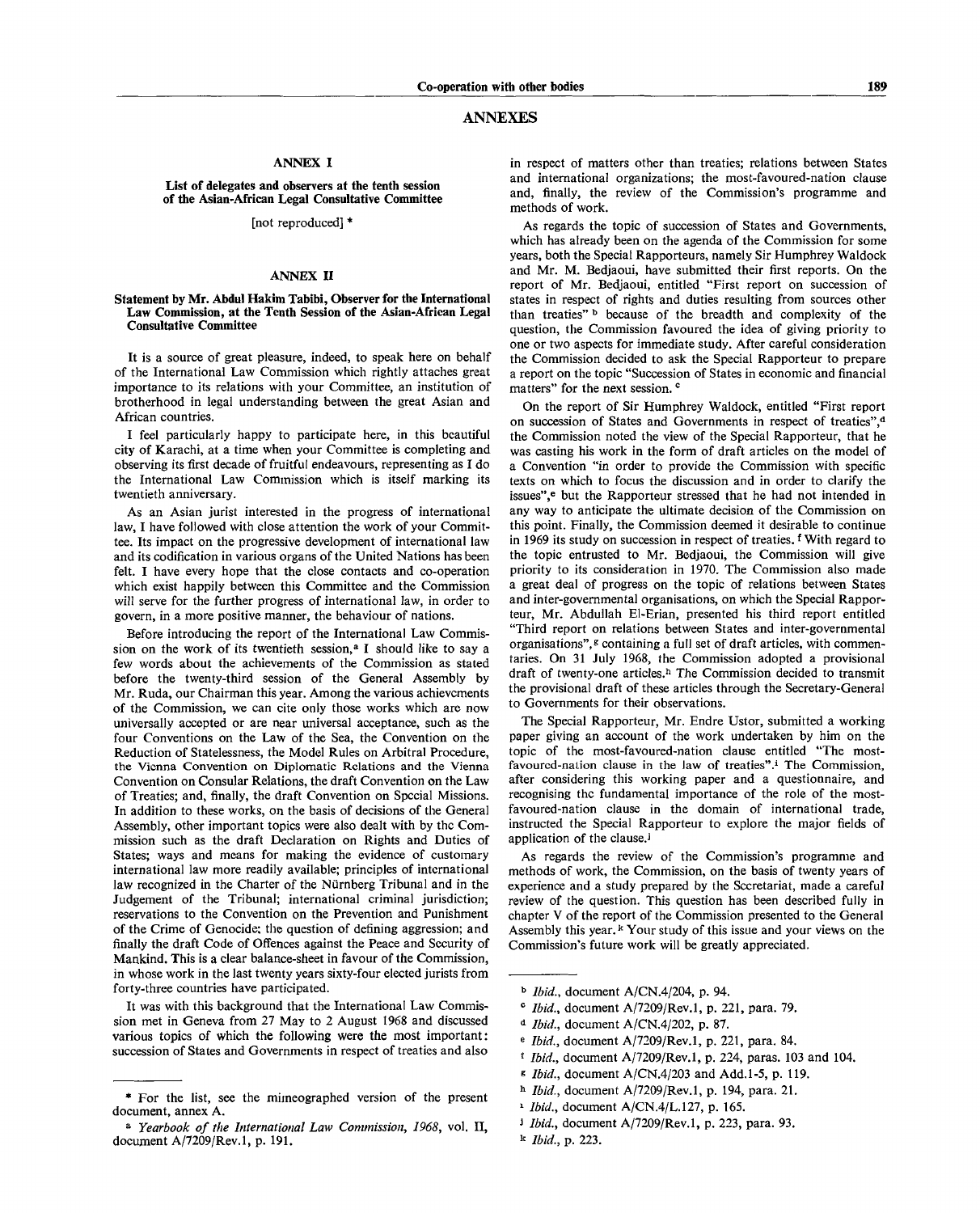# ANNEXES

## ANNEX I

### List of delegates and observers at the tenth session of the Asian-African Legal Consultative Committee

[not reproduced] *

## ANNEX II

### Statement by Mr. Abdul Hakim Tabibi, Observer for the International Law Commission, at the Tenth Session of the Asian-African Legal Consultative Committee

It is a source of great pleasure, indeed, to speak here on behalf of the International Law Commission which rightly attaches great importance to its relations with your Committee, an institution of brotherhood in legal understanding between the great Asian and African countries.

I feel particularly happy to participate here, in this beautiful city of Karachi, at a time when your Committee is completing and observing its first decade of fruitful endeavours, representing as I do the International Law Commission which is itself marking its twentieth anniversary.

As an Asian jurist interested in the progress of international law, I have followed with close attention the work of your Committee. Its impact on the progressive development of international law and its codification in various organs of the United Nations has been felt. I have every hope that the close contacts and co-operation which exist happily between this Committee and the Commission will serve for the further progress of international law, in order to govern, in a more positive manner, the behaviour of nations.

Before introducing the report of the International Law Commission on the work of its twentieth session,[a] I should like to say a few words about the achievements of the Commission as stated before the twenty-third session of the General Assembly by Mr. Ruda, our Chairman this year. Among the various achievements of the Commission, we can cite only those works which are now universally accepted or are near universal acceptance, such as the four Conventions on the Law of the Sea, the Convention on the Reduction of Statelessness, the Model Rules on Arbitral Procedure, the Vienna Convention on Diplomatic Relations and the Vienna Convention on Consular Relations, the draft Convention on the Law of Treaties; and, finally, the draft Convention on Special Missions. In addition to these works, on the basis of decisions of the General Assembly, other important topics were also dealt with by the Commission such as the draft Declaration on Rights and Duties of States; ways and means for making the evidence of customary international law more readily available; principles of international law recognized in the Charter of the Nürnberg Tribunal and in the Judgement of the Tribunal; international criminal jurisdiction; reservations to the Convention on the Prevention and Punishment of the Crime of Genocide; the question of defining aggression; and finally the draft Code of Offences against the Peace and Security of Mankind. This is a clear balance-sheet in favour of the Commission, in whose work in the last twenty years sixty-four elected jurists from forty-three countries have participated.

It was with this background that the International Law Commission met in Geneva from 27 May to 2 August 1968 and discussed various topics of which the following were the most important: succession of States and Governments in respect of treaties and also in respect of matters other than treaties; relations between States and international organizations; the most-favoured-nation clause and, finally, the review of the Commission's programme and methods of work.

As regards the topic of succession of States and Governments, which has already been on the agenda of the Commission for some years, both the Special Rapporteurs, namely Sir Humphrey Waldock and Mr. M. Bedjaoui, have submitted their first reports. On the report of Mr. Bedjaoui, entitled "First report on succession of states in respect of rights and duties resulting from sources other than treaties" [b] because of the breadth and complexity of the question, the Commission favoured the idea of giving priority to one or two aspects for immediate study. After careful consideration the Commission decided to ask the Special Rapporteur to prepare a report on the topic "Succession of States in economic and financial matters" for the next session. [c]

On the report of Sir Humphrey Waldock, entitled "First report on succession of States and Governments in respect of treaties",[d] the Commission noted the view of the Special Rapporteur, that he was casting his work in the form of draft articles on the model of a Convention "in order to provide the Commission with specific texts on which to focus the discussion and in order to clarify the issues",[e] but the Rapporteur stressed that he had not intended in any way to anticipate the ultimate decision of the Commission on this point. Finally, the Commission deemed it desirable to continue in 1969 its study on succession in respect of treaties. [f] With regard to the topic entrusted to Mr. Bedjaoui, the Commission will give priority to its consideration in 1970. The Commission also made a great deal of progress on the topic of relations between States and inter-governmental organisations, on which the Special Rapporteur, Mr. Abdullah El-Erian, presented his third report entitled "Third report on relations between States and inter-governmental organisations",[g] containing a full set of draft articles, with commentaries. On 31 July 1968, the Commission adopted a provisional draft of twenty-one articles.[h] The Commission decided to transmit the provisional draft of these articles through the Secretary-General to Governments for their observations.

The Special Rapporteur, Mr. Endre Ustor, submitted a working paper giving an account of the work undertaken by him on the topic of the most-favoured-nation clause entitled "The most-favoured-nation clause in the law of treaties".[i] The Commission, after considering this working paper and a questionnaire, and recognising the fundamental importance of the role of the most-favoured-nation clause in the domain of international trade, instructed the Special Rapporteur to explore the major fields of application of the clause.[j]

As regards the review of the Commission's programme and methods of work, the Commission, on the basis of twenty years of experience and a study prepared by the Secretariat, made a careful review of the question. This question has been described fully in chapter V of the report of the Commission presented to the General Assembly this year.[k] Your study of this issue and your views on the Commission's future work will be greatly appreciated.

---

\* For the list, see the mimeographed version of the present document, annex A.

[a] *Yearbook of the International Law Commission, 1968*, vol. II, document A/7209/Rev.1, p. 191.

[b] *Ibid.*, document A/CN.4/204, p. 94.

[c] *Ibid.*, document A/7209/Rev.1, p. 221, para. 79.

[d] *Ibid.*, document A/CN.4/202, p. 87.

[e] *Ibid.*, document A/7209/Rev.1, p. 221, para. 84.

[f] *Ibid.*, document A/7209/Rev.1, p. 224, paras. 103 and 104.

[g] *Ibid.*, document A/CN.4/203 and Add.1-5, p. 119.

[h] *Ibid.*, document A/7209/Rev.1, p. 194, para. 21.

[i] *Ibid.*, document A/CN.4/L.127, p. 165.

[j] *Ibid.*, document A/7209/Rev.1, p. 223, para. 93.

[k] *Ibid.*, p. 223.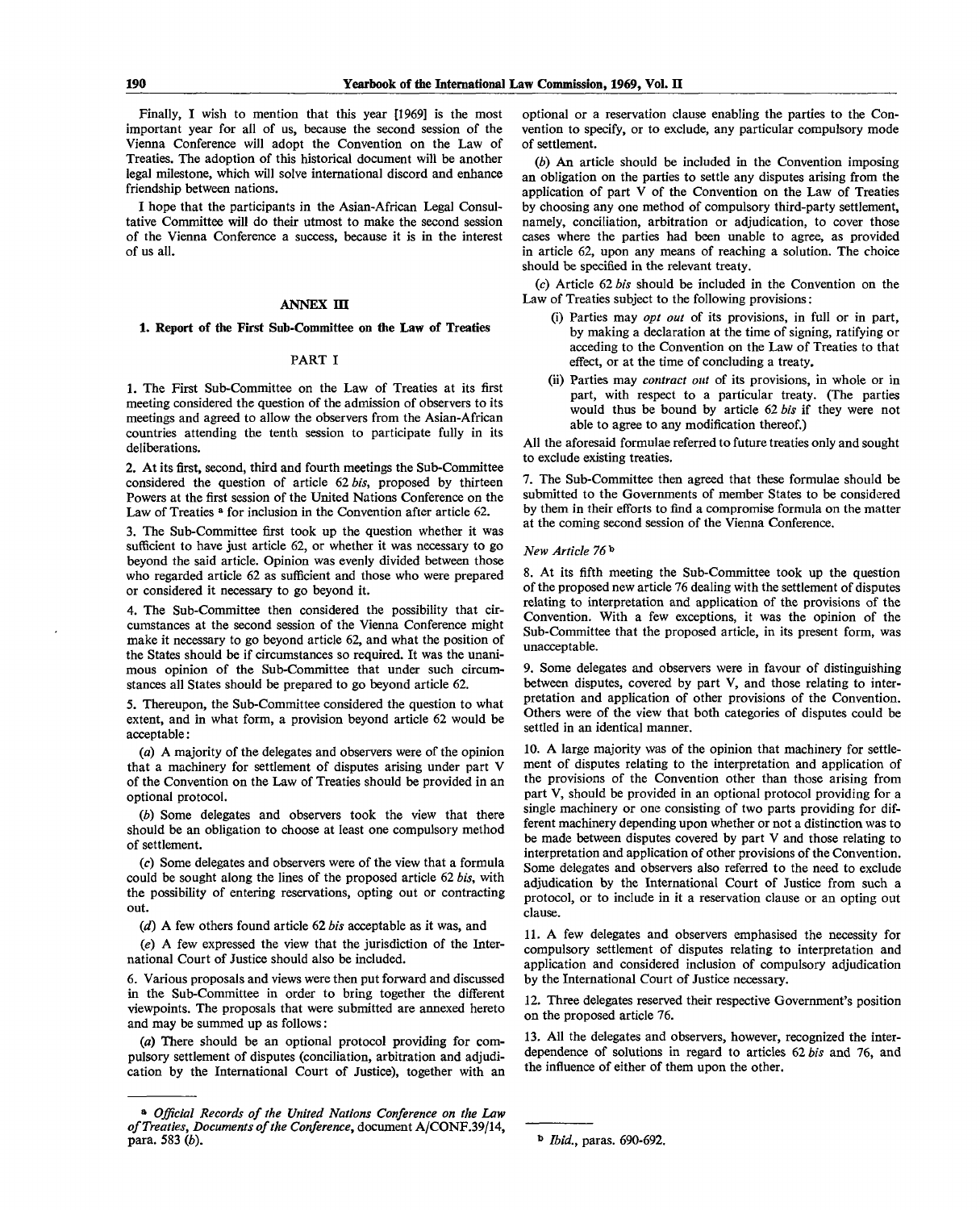Finally, I wish to mention that this year [1969] is the most important year for all of us, because the second session of the Vienna Conference will adopt the Convention on the Law of Treaties. The adoption of this historical document will be another legal milestone, which will solve international discord and enhance friendship between nations.

I hope that the participants in the Asian-African Legal Consultative Committee will do their utmost to make the second session of the Vienna Conference a success, because it is in the interest of us all.

## ANNEX III

### 1. Report of the First Sub-Committee on the Law of Treaties

#### PART I

1. The First Sub-Committee on the Law of Treaties at its first meeting considered the question of the admission of observers to its meetings and agreed to allow the observers from the Asian-African countries attending the tenth session to participate fully in its deliberations.

2. At its first, second, third and fourth meetings the Sub-Committee considered the question of article 62 *bis*, proposed by thirteen Powers at the first session of the United Nations Conference on the Law of Treaties [a] for inclusion in the Convention after article 62.

3. The Sub-Committee first took up the question whether it was sufficient to have just article 62, or whether it was necessary to go beyond the said article. Opinion was evenly divided between those who regarded article 62 as sufficient and those who were prepared or considered it necessary to go beyond it.

4. The Sub-Committee then considered the possibility that circumstances at the second session of the Vienna Conference might make it necessary to go beyond article 62, and what the position of the States should be if circumstances so required. It was the unanimous opinion of the Sub-Committee that under such circumstances all States should be prepared to go beyond article 62.

5. Thereupon, the Sub-Committee considered the question to what extent, and in what form, a provision beyond article 62 would be acceptable:

(*a*) A majority of the delegates and observers were of the opinion that a machinery for settlement of disputes arising under part V of the Convention on the Law of Treaties should be provided in an optional protocol.

(*b*) Some delegates and observers took the view that there should be an obligation to choose at least one compulsory method of settlement.

(*c*) Some delegates and observers were of the view that a formula could be sought along the lines of the proposed article 62 *bis*, with the possibility of entering reservations, opting out or contracting out.

(*d*) A few others found article 62 *bis* acceptable as it was, and

(*e*) A few expressed the view that the jurisdiction of the International Court of Justice should also be included.

6. Various proposals and views were then put forward and discussed in the Sub-Committee in order to bring together the different viewpoints. The proposals that were submitted are annexed hereto and may be summed up as follows:

(*a*) There should be an optional protocol providing for compulsory settlement of disputes (conciliation, arbitration and adjudication by the International Court of Justice), together with an optional or a reservation clause enabling the parties to the Convention to specify, or to exclude, any particular compulsory mode of settlement.

(*b*) An article should be included in the Convention imposing an obligation on the parties to settle any disputes arising from the application of part V of the Convention on the Law of Treaties by choosing any one method of compulsory third-party settlement, namely, conciliation, arbitration or adjudication, to cover those cases where the parties had been unable to agree, as provided in article 62, upon any means of reaching a solution. The choice should be specified in the relevant treaty.

(*c*) Article 62 *bis* should be included in the Convention on the Law of Treaties subject to the following provisions:

- (i) Parties may *opt out* of its provisions, in full or in part, by making a declaration at the time of signing, ratifying or acceding to the Convention on the Law of Treaties to that effect, or at the time of concluding a treaty.
- (ii) Parties may *contract out* of its provisions, in whole or in part, with respect to a particular treaty. (The parties would thus be bound by article 62 *bis* if they were not able to agree to any modification thereof.)

All the aforesaid formulae referred to future treaties only and sought to exclude existing treaties.

7. The Sub-Committee then agreed that these formulae should be submitted to the Governments of member States to be considered by them in their efforts to find a compromise formula on the matter at the coming second session of the Vienna Conference.

*New Article 76* [b]

8. At its fifth meeting the Sub-Committee took up the question of the proposed new article 76 dealing with the settlement of disputes relating to interpretation and application of the provisions of the Convention. With a few exceptions, it was the opinion of the Sub-Committee that the proposed article, in its present form, was unacceptable.

9. Some delegates and observers were in favour of distinguishing between disputes, covered by part V, and those relating to interpretation and application of other provisions of the Convention. Others were of the view that both categories of disputes could be settled in an identical manner.

10. A large majority was of the opinion that machinery for settlement of disputes relating to the interpretation and application of the provisions of the Convention other than those arising from part V, should be provided in an optional protocol providing for a single machinery or one consisting of two parts providing for different machinery depending upon whether or not a distinction was to be made between disputes covered by part V and those relating to interpretation and application of other provisions of the Convention. Some delegates and observers also referred to the need to exclude adjudication by the International Court of Justice from such a protocol, or to include in it a reservation clause or an opting out clause.

11. A few delegates and observers emphasised the necessity for compulsory settlement of disputes relating to interpretation and application and considered inclusion of compulsory adjudication by the International Court of Justice necessary.

12. Three delegates reserved their respective Government's position on the proposed article 76.

13. All the delegates and observers, however, recognized the interdependence of solutions in regard to articles 62 *bis* and 76, and the influence of either of them upon the other.

---

[a] *Official Records of the United Nations Conference on the Law of Treaties, Documents of the Conference*, document A/CONF.39/14, para. 583 (*b*).

[b] *Ibid.*, paras. 690-692.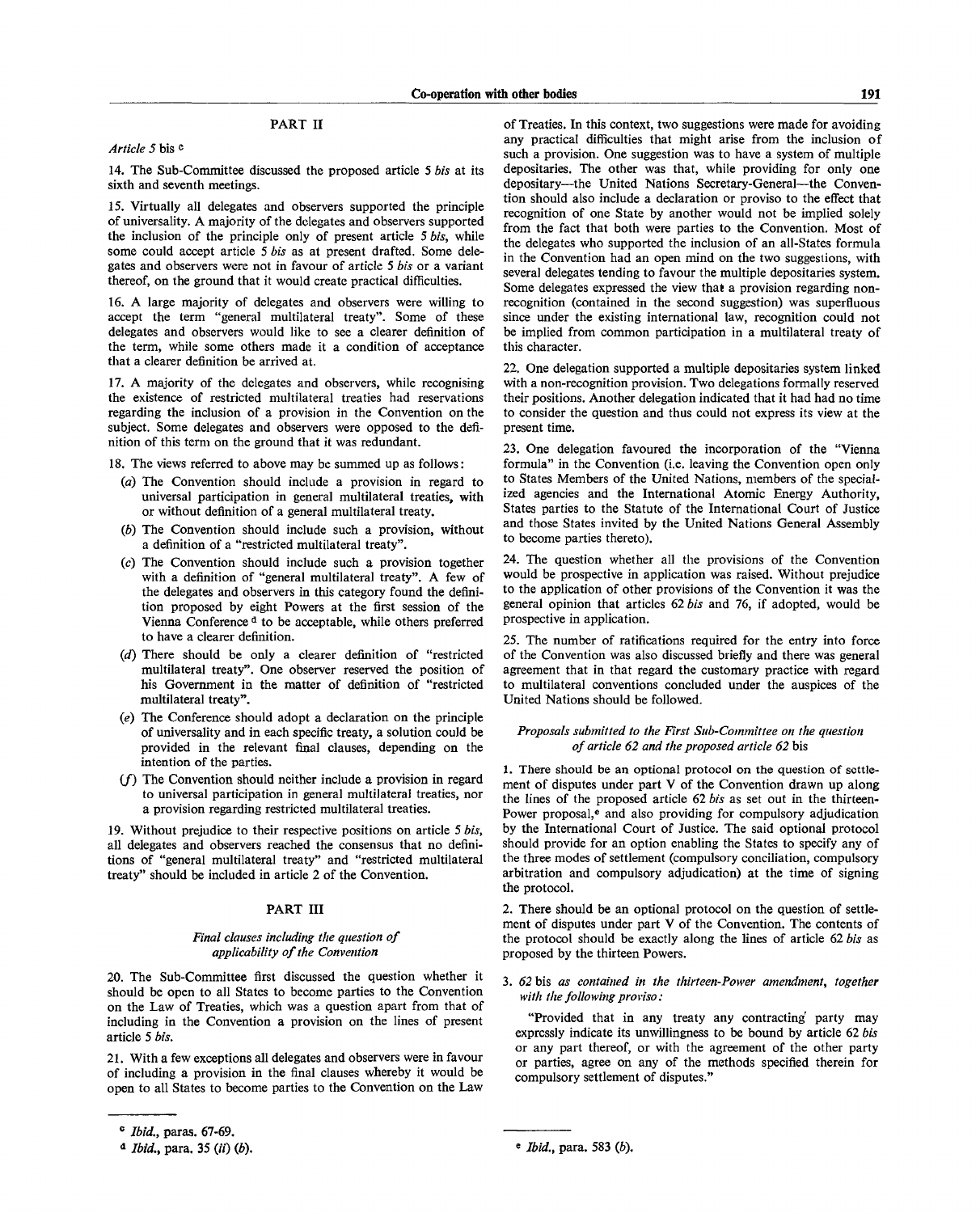## PART II

*Article 5* bis [c]

14. The Sub-Committee discussed the proposed article 5 *bis* at its sixth and seventh meetings.

15. Virtually all delegates and observers supported the principle of universality. A majority of the delegates and observers supported the inclusion of the principle only of present article 5 *bis*, while some could accept article 5 *bis* as at present drafted. Some delegates and observers were not in favour of article 5 *bis* or a variant thereof, on the ground that it would create practical difficulties.

16. A large majority of delegates and observers were willing to accept the term "general multilateral treaty". Some of these delegates and observers would like to see a clearer definition of the term, while some others made it a condition of acceptance that a clearer definition be arrived at.

17. A majority of the delegates and observers, while recognising the existence of restricted multilateral treaties had reservations regarding the inclusion of a provision in the Convention on the subject. Some delegates and observers were opposed to the definition of this term on the ground that it was redundant.

18. The views referred to above may be summed up as follows:

(*a*) The Convention should include a provision in regard to universal participation in general multilateral treaties, with or without definition of a general multilateral treaty.

(*b*) The Convention should include such a provision, without a definition of a "restricted multilateral treaty".

(*c*) The Convention should include such a provision together with a definition of "general multilateral treaty". A few of the delegates and observers in this category found the definition proposed by eight Powers at the first session of the Vienna Conference [d] to be acceptable, while others preferred to have a clearer definition.

(*d*) There should be only a clearer definition of "restricted multilateral treaty". One observer reserved the position of his Government in the matter of definition of "restricted multilateral treaty".

(*e*) The Conference should adopt a declaration on the principle of universality and in each specific treaty, a solution could be provided in the relevant final clauses, depending on the intention of the parties.

(*f*) The Convention should neither include a provision in regard to universal participation in general multilateral treaties, nor a provision regarding restricted multilateral treaties.

19. Without prejudice to their respective positions on article 5 *bis*, all delegates and observers reached the consensus that no definitions of "general multilateral treaty" and "restricted multilateral treaty" should be included in article 2 of the Convention.

## PART III

### *Final clauses including the question of applicability of the Convention*

20. The Sub-Committee first discussed the question whether it should be open to all States to become parties to the Convention on the Law of Treaties, which was a question apart from that of including in the Convention a provision on the lines of present article 5 *bis*.

21. With a few exceptions all delegates and observers were in favour of including a provision in the final clauses whereby it would be open to all States to become parties to the Convention on the Law of Treaties. In this context, two suggestions were made for avoiding any practical difficulties that might arise from the inclusion of such a provision. One suggestion was to have a system of multiple depositaries. The other was that, while providing for only one depositary—the United Nations Secretary-General—the Convention should also include a declaration or proviso to the effect that recognition of one State by another would not be implied solely from the fact that both were parties to the Convention. Most of the delegates who supported the inclusion of an all-States formula in the Convention had an open mind on the two suggestions, with several delegates tending to favour the multiple depositaries system. Some delegates expressed the view that a provision regarding non-recognition (contained in the second suggestion) was superfluous since under the existing international law, recognition could not be implied from common participation in a multilateral treaty of this character.

22. One delegation supported a multiple depositaries system linked with a non-recognition provision. Two delegations formally reserved their positions. Another delegation indicated that it had had no time to consider the question and thus could not express its view at the present time.

23. One delegation favoured the incorporation of the "Vienna formula" in the Convention (i.e. leaving the Convention open only to States Members of the United Nations, members of the specialized agencies and the International Atomic Energy Authority, States parties to the Statute of the International Court of Justice and those States invited by the United Nations General Assembly to become parties thereto).

24. The question whether all the provisions of the Convention would be prospective in application was raised. Without prejudice to the application of other provisions of the Convention it was the general opinion that articles 62 *bis* and 76, if adopted, would be prospective in application.

25. The number of ratifications required for the entry into force of the Convention was also discussed briefly and there was general agreement that in that regard the customary practice with regard to multilateral conventions concluded under the auspices of the United Nations should be followed.

### *Proposals submitted to the First Sub-Committee on the question of article 62 and the proposed article 62* bis

1. There should be an optional protocol on the question of settlement of disputes under part V of the Convention drawn up along the lines of the proposed article 62 *bis* as set out in the thirteen-Power proposal,[e] and also providing for compulsory adjudication by the International Court of Justice. The said optional protocol should provide for an option enabling the States to specify any of the three modes of settlement (compulsory conciliation, compulsory arbitration and compulsory adjudication) at the time of signing the protocol.

2. There should be an optional protocol on the question of settlement of disputes under part V of the Convention. The contents of the protocol should be exactly along the lines of article 62 *bis* as proposed by the thirteen Powers.

3. 62 bis *as contained in the thirteen-Power amendment, together with the following proviso:*

"Provided that in any treaty any contracting party may expressly indicate its unwillingness to be bound by article 62 *bis* or any part thereof, or with the agreement of the other party or parties, agree on any of the methods specified therein for compulsory settlement of disputes."

---

[c] *Ibid.*, paras. 67-69.

[d] *Ibid.*, para. 35 (*ii*) (*b*).

[e] *Ibid.*, para. 583 (*b*).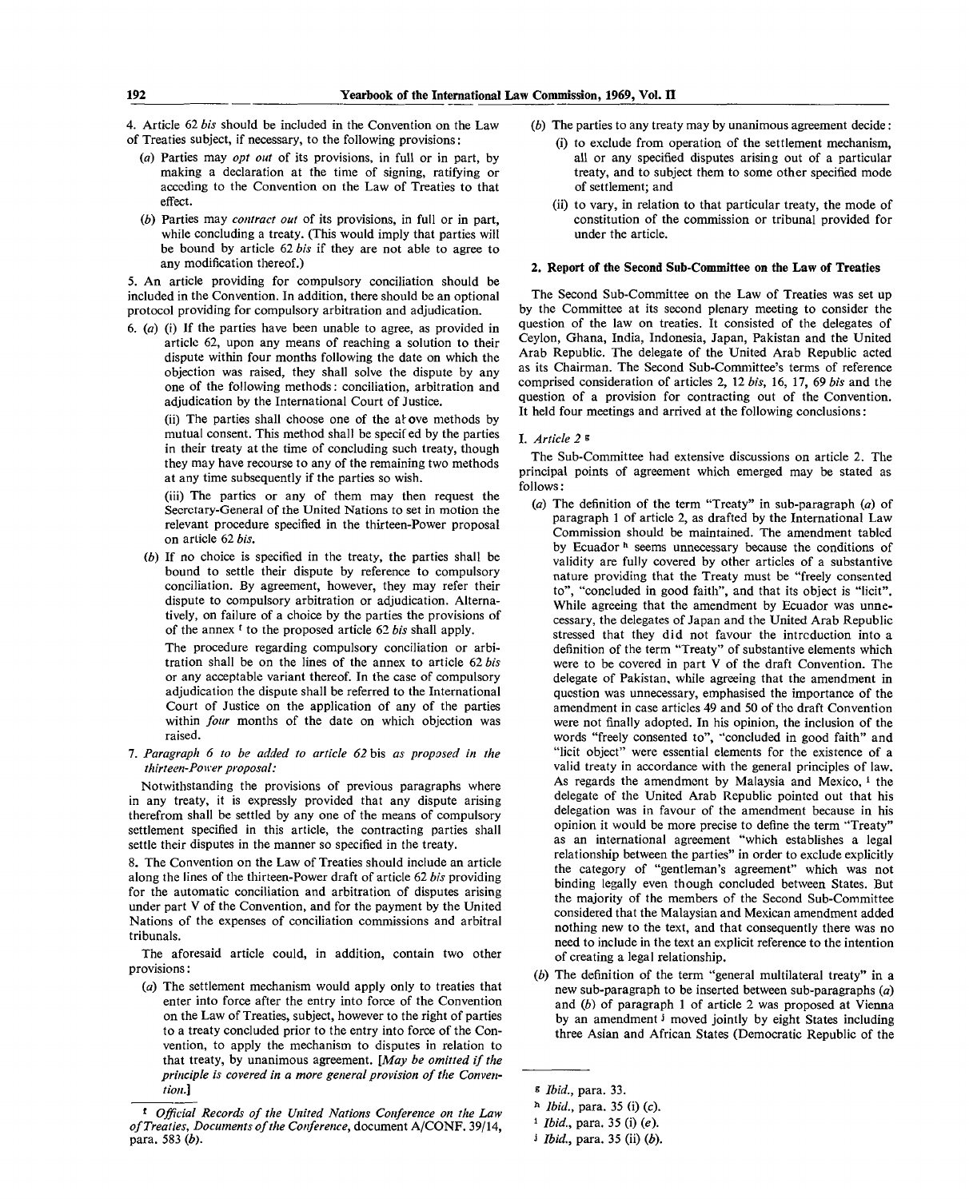4. Article 62 *bis* should be included in the Convention on the Law of Treaties subject, if necessary, to the following provisions:

(*a*) Parties may *opt out* of its provisions, in full or in part, by making a declaration at the time of signing, ratifying or acceding to the Convention on the Law of Treaties to that effect.

(*b*) Parties may *contract out* of its provisions, in full or in part, while concluding a treaty. (This would imply that parties will be bound by article 62 *bis* if they are not able to agree to any modification thereof.)

5. An article providing for compulsory conciliation should be included in the Convention. In addition, there should be an optional protocol providing for compulsory arbitration and adjudication.

6. (*a*) (i) If the parties have been unable to agree, as provided in article 62, upon any means of reaching a solution to their dispute within four months following the date on which the objection was raised, they shall solve the dispute by any one of the following methods: conciliation, arbitration and adjudication by the International Court of Justice.

(ii) The parties shall choose one of the above methods by mutual consent. This method shall be specified by the parties in their treaty at the time of concluding such treaty, though they may have recourse to any of the remaining two methods at any time subsequently if the parties so wish.

(iii) The parties or any of them may then request the Secretary-General of the United Nations to set in motion the relevant procedure specified in the thirteen-Power proposal on article 62 *bis*.

(*b*) If no choice is specified in the treaty, the parties shall be bound to settle their dispute by reference to compulsory conciliation. By agreement, however, they may refer their dispute to compulsory arbitration or adjudication. Alternatively, on failure of a choice by the parties the provisions of of the annex [f] to the proposed article 62 *bis* shall apply.

The procedure regarding compulsory conciliation or arbitration shall be on the lines of the annex to article 62 *bis* or any acceptable variant thereof. In the case of compulsory adjudication the dispute shall be referred to the International Court of Justice on the application of any of the parties within *four* months of the date on which objection was raised.

7. *Paragraph 6 to be added to article 62* bis *as proposed in the thirteen-Power proposal:*

Notwithstanding the provisions of previous paragraphs where in any treaty, it is expressly provided that any dispute arising therefrom shall be settled by any one of the means of compulsory settlement specified in this article, the contracting parties shall settle their disputes in the manner so specified in the treaty.

8. The Convention on the Law of Treaties should include an article along the lines of the thirteen-Power draft of article 62 *bis* providing for the automatic conciliation and arbitration of disputes arising under part V of the Convention, and for the payment by the United Nations of the expenses of conciliation commissions and arbitral tribunals.

The aforesaid article could, in addition, contain two other provisions:

(*a*) The settlement mechanism would apply only to treaties that enter into force after the entry into force of the Convention on the Law of Treaties, subject, however to the right of parties to a treaty concluded prior to the entry into force of the Convention, to apply the mechanism to disputes in relation to that treaty, by unanimous agreement. [*May be omitted if the principle is covered in a more general provision of the Convention.*]

(*b*) The parties to any treaty may by unanimous agreement decide:

(i) to exclude from operation of the settlement mechanism, all or any specified disputes arising out of a particular treaty, and to subject them to some other specified mode of settlement; and

(ii) to vary, in relation to that particular treaty, the mode of constitution of the commission or tribunal provided for under the article.

### 2. Report of the Second Sub-Committee on the Law of Treaties

The Second Sub-Committee on the Law of Treaties was set up by the Committee at its second plenary meeting to consider the question of the law on treaties. It consisted of the delegates of Ceylon, Ghana, India, Indonesia, Japan, Pakistan and the United Arab Republic. The delegate of the United Arab Republic acted as its Chairman. The Second Sub-Committee's terms of reference comprised consideration of articles 2, 12 *bis*, 16, 17, 69 *bis* and the question of a provision for contracting out of the Convention. It held four meetings and arrived at the following conclusions:

I. *Article 2* [g]

The Sub-Committee had extensive discussions on article 2. The principal points of agreement which emerged may be stated as follows:

(*a*) The definition of the term "Treaty" in sub-paragraph (*a*) of paragraph 1 of article 2, as drafted by the International Law Commission should be maintained. The amendment tabled by Ecuador [h] seems unnecessary because the conditions of validity are fully covered by other articles of a substantive nature providing that the Treaty must be "freely consented to", "concluded in good faith", and that its object is "licit". While agreeing that the amendment by Ecuador was unnecessary, the delegates of Japan and the United Arab Republic stressed that they did not favour the introduction into a definition of the term "Treaty" of substantive elements which were to be covered in part V of the draft Convention. The delegate of Pakistan, while agreeing that the amendment in question was unnecessary, emphasised the importance of the amendment in case articles 49 and 50 of the draft Convention were not finally adopted. In his opinion, the inclusion of the words "freely consented to", "concluded in good faith" and "licit object" were essential elements for the existence of a valid treaty in accordance with the general principles of law. As regards the amendment by Malaysia and Mexico, [i] the delegate of the United Arab Republic pointed out that his delegation was in favour of the amendment because in his opinion it would be more precise to define the term "Treaty" as an international agreement "which establishes a legal relationship between the parties" in order to exclude explicitly the category of "gentleman's agreement" which was not binding legally even though concluded between States. But the majority of the members of the Second Sub-Committee considered that the Malaysian and Mexican amendment added nothing new to the text, and that consequently there was no need to include in the text an explicit reference to the intention of creating a legal relationship.

(*b*) The definition of the term "general multilateral treaty" in a new sub-paragraph to be inserted between sub-paragraphs (*a*) and (*b*) of paragraph 1 of article 2 was proposed at Vienna by an amendment [j] moved jointly by eight States including three Asian and African States (Democratic Republic of the

---

[f] *Official Records of the United Nations Conference on the Law of Treaties, Documents of the Conference*, document A/CONF. 39/14, para. 583 (*b*).

[g] *Ibid.*, para. 33.

[h] *Ibid.*, para. 35 (i) (*c*).

[i] *Ibid.*, para. 35 (i) (*e*).

[j] *Ibid.*, para. 35 (ii) (*b*).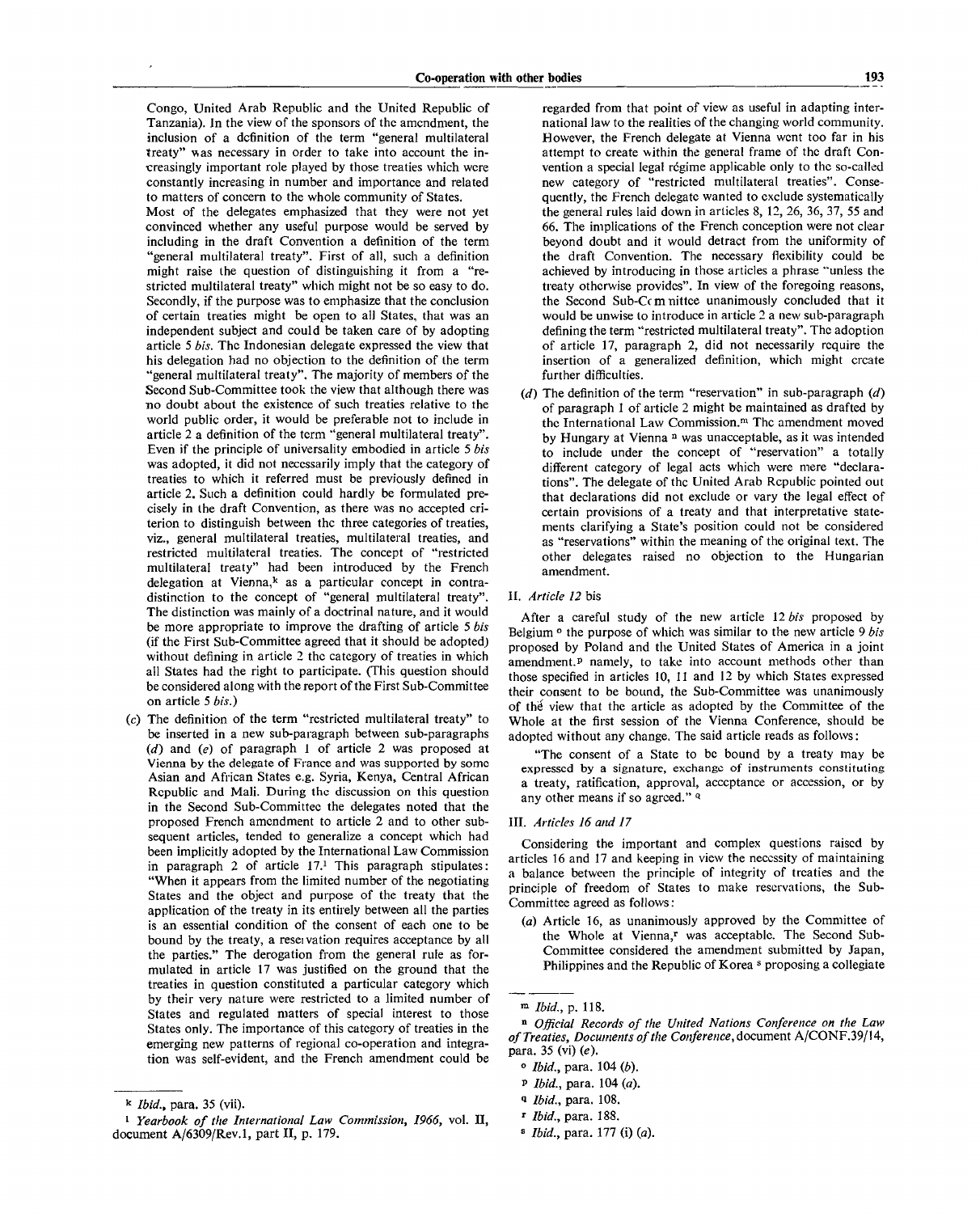Congo, United Arab Republic and the United Republic of Tanzania). In the view of the sponsors of the amendment, the inclusion of a definition of the term "general multilateral treaty" was necessary in order to take into account the increasingly important role played by those treaties which were constantly increasing in number and importance and related to matters of concern to the whole community of States.

Most of the delegates emphasized that they were not yet convinced whether any useful purpose would be served by including in the draft Convention a definition of the term "general multilateral treaty". First of all, such a definition might raise the question of distinguishing it from a "restricted multilateral treaty" which might not be so easy to do. Secondly, if the purpose was to emphasize that the conclusion of certain treaties might be open to all States, that was an independent subject and could be taken care of by adopting article 5 *bis*. The Indonesian delegate expressed the view that his delegation had no objection to the definition of the term "general multilateral treaty". The majority of members of the Second Sub-Committee took the view that although there was no doubt about the existence of such treaties relative to the world public order, it would be preferable not to include in article 2 a definition of the term "general multilateral treaty". Even if the principle of universality embodied in article 5 *bis* was adopted, it did not necessarily imply that the category of treaties to which it referred must be previously defined in article 2. Such a definition could hardly be formulated precisely in the draft Convention, as there was no accepted criterion to distinguish between the three categories of treaties, viz., general multilateral treaties, multilateral treaties, and restricted multilateral treaties. The concept of "restricted multilateral treaty" had been introduced by the French delegation at Vienna,[k] as a particular concept in contradistinction to the concept of "general multilateral treaty". The distinction was mainly of a doctrinal nature, and it would be more appropriate to improve the drafting of article 5 *bis* (if the First Sub-Committee agreed that it should be adopted) without defining in article 2 the category of treaties in which all States had the right to participate. (This question should be considered along with the report of the First Sub-Committee on article 5 *bis*.)

(*c*) The definition of the term "restricted multilateral treaty" to be inserted in a new sub-paragraph between sub-paragraphs (*d*) and (*e*) of paragraph 1 of article 2 was proposed at Vienna by the delegate of France and was supported by some Asian and African States e.g. Syria, Kenya, Central African Republic and Mali. During the discussion on this question in the Second Sub-Committee the delegates noted that the proposed French amendment to article 2 and to other subsequent articles, tended to generalize a concept which had been implicitly adopted by the International Law Commission in paragraph 2 of article 17.[l] This paragraph stipulates: "When it appears from the limited number of the negotiating States and the object and purpose of the treaty that the application of the treaty in its entirely between all the parties is an essential condition of the consent of each one to be bound by the treaty, a reservation requires acceptance by all the parties." The derogation from the general rule as formulated in article 17 was justified on the ground that the treaties in question constituted a particular category which by their very nature were restricted to a limited number of States and regulated matters of special interest to those States only. The importance of this category of treaties in the emerging new patterns of regional co-operation and integration was self-evident, and the French amendment could be regarded from that point of view as useful in adapting international law to the realities of the changing world community. However, the French delegate at Vienna went too far in his attempt to create within the general frame of the draft Convention a special legal régime applicable only to the so-called new category of "restricted multilateral treaties". Consequently, the French delegate wanted to exclude systematically the general rules laid down in articles 8, 12, 26, 36, 37, 55 and 66. The implications of the French conception were not clear beyond doubt and it would detract from the uniformity of the draft Convention. The necessary flexibility could be achieved by introducing in those articles a phrase "unless the treaty otherwise provides". In view of the foregoing reasons, the Second Sub-Committee unanimously concluded that it would be unwise to introduce in article 2 a new sub-paragraph defining the term "restricted multilateral treaty". The adoption of article 17, paragraph 2, did not necessarily require the insertion of a generalized definition, which might create further difficulties.

(*d*) The definition of the term "reservation" in sub-paragraph (*d*) of paragraph 1 of article 2 might be maintained as drafted by the International Law Commission.[m] The amendment moved by Hungary at Vienna [n] was unacceptable, as it was intended to include under the concept of "reservation" a totally different category of legal acts which were mere "declarations". The delegate of the United Arab Republic pointed out that declarations did not exclude or vary the legal effect of certain provisions of a treaty and that interpretative statements clarifying a State's position could not be considered as "reservations" within the meaning of the original text. The other delegates raised no objection to the Hungarian amendment.

II. *Article 12* bis

After a careful study of the new article 12 *bis* proposed by Belgium [o] the purpose of which was similar to the new article 9 *bis* proposed by Poland and the United States of America in a joint amendment,[p] namely, to take into account methods other than those specified in articles 10, 11 and 12 by which States expressed their consent to be bound, the Sub-Committee was unanimously of the view that the article as adopted by the Committee of the Whole at the first session of the Vienna Conference, should be adopted without any change. The said article reads as follows:

> "The consent of a State to be bound by a treaty may be expressed by a signature, exchange of instruments constituting a treaty, ratification, approval, acceptance or accession, or by any other means if so agreed." [q]

III. *Articles 16 and 17*

Considering the important and complex questions raised by articles 16 and 17 and keeping in view the necessity of maintaining a balance between the principle of integrity of treaties and the principle of freedom of States to make reservations, the Sub-Committee agreed as follows:

(*a*) Article 16, as unanimously approved by the Committee of the Whole at Vienna,[r] was acceptable. The Second Sub-Committee considered the amendment submitted by Japan, Philippines and the Republic of Korea [s] proposing a collegiate

---

[k] *Ibid.*, para. 35 (vii).

[l] *Yearbook of the International Law Commission, 1966*, vol. II, document A/6309/Rev.1, part II, p. 179.

[m] *Ibid.*, p. 118.

[n] *Official Records of the United Nations Conference on the Law of Treaties, Documents of the Conference*, document A/CONF.39/14, para. 35 (vi) (*e*).

[o] *Ibid.*, para. 104 (*b*).

[p] *Ibid.*, para. 104 (*a*).

[q] *Ibid.*, para. 108.

[r] *Ibid.*, para. 188.

[s] *Ibid.*, para. 177 (i) (*a*).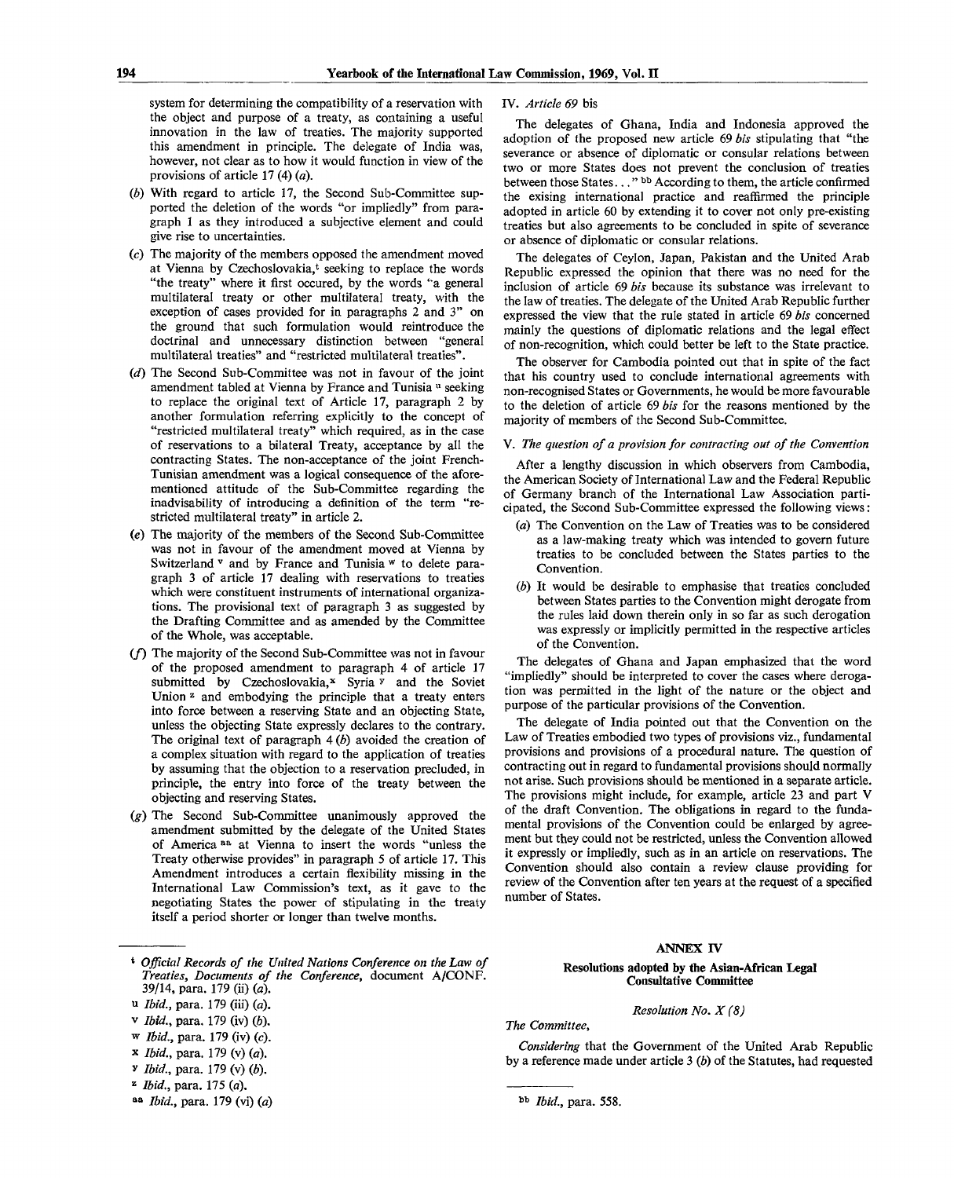system for determining the compatibility of a reservation with the object and purpose of a treaty, as containing a useful innovation in the law of treaties. The majority supported this amendment in principle. The delegate of India was, however, not clear as to how it would function in view of the provisions of article 17 (4) (*a*).

(*b*) With regard to article 17, the Second Sub-Committee supported the deletion of the words "or impliedly" from paragraph 1 as they introduced a subjective element and could give rise to uncertainties.

(*c*) The majority of the members opposed the amendment moved at Vienna by Czechoslovakia,[t] seeking to replace the words "the treaty" where it first occured, by the words "a general multilateral treaty or other multilateral treaty, with the exception of cases provided for in paragraphs 2 and 3" on the ground that such formulation would reintroduce the doctrinal and unnecessary distinction between "general multilateral treaties" and "restricted multilateral treaties".

(*d*) The Second Sub-Committee was not in favour of the joint amendment tabled at Vienna by France and Tunisia[u] seeking to replace the original text of Article 17, paragraph 2 by another formulation referring explicitly to the concept of "restricted multilateral treaty" which required, as in the case of reservations to a bilateral Treaty, acceptance by all the contracting States. The non-acceptance of the joint French-Tunisian amendment was a logical consequence of the aforementioned attitude of the Sub-Committee regarding the inadvisability of introducing a definition of the term "restricted multilateral treaty" in article 2.

(*e*) The majority of the members of the Second Sub-Committee was not in favour of the amendment moved at Vienna by Switzerland[v] and by France and Tunisia[w] to delete paragraph 3 of article 17 dealing with reservations to treaties which were constituent instruments of international organizations. The provisional text of paragraph 3 as suggested by the Drafting Committee and as amended by the Committee of the Whole, was acceptable.

(*f*) The majority of the Second Sub-Committee was not in favour of the proposed amendment to paragraph 4 of article 17 submitted by Czechoslovakia,[x] Syria[y] and the Soviet Union[z] and embodying the principle that a treaty enters into force between a reserving State and an objecting State, unless the objecting State expressly declares to the contrary. The original text of paragraph 4 (*b*) avoided the creation of a complex situation with regard to the application of treaties by assuming that the objection to a reservation precluded, in principle, the entry into force of the treaty between the objecting and reserving States.

(*g*) The Second Sub-Committee unanimously approved the amendment submitted by the delegate of the United States of America[aa] at Vienna to insert the words "unless the Treaty otherwise provides" in paragraph 5 of article 17. This Amendment introduces a certain flexibility missing in the International Law Commission's text, as it gave to the negotiating States the power of stipulating in the treaty itself a period shorter or longer than twelve months.

IV. *Article 69* bis

The delegates of Ghana, India and Indonesia approved the adoption of the proposed new article 69 *bis* stipulating that "the severance or absence of diplomatic or consular relations between two or more States does not prevent the conclusion of treaties between those States..."[bb] According to them, the article confirmed the exising international practice and reaffirmed the principle adopted in article 60 by extending it to cover not only pre-existing treaties but also agreements to be concluded in spite of severance or absence of diplomatic or consular relations.

The delegates of Ceylon, Japan, Pakistan and the United Arab Republic expressed the opinion that there was no need for the inclusion of article 69 *bis* because its substance was irrelevant to the law of treaties. The delegate of the United Arab Republic further expressed the view that the rule stated in article 69 *bis* concerned mainly the questions of diplomatic relations and the legal effect of non-recognition, which could better be left to the State practice.

The observer for Cambodia pointed out that in spite of the fact that his country used to conclude international agreements with non-recognised States or Governments, he would be more favourable to the deletion of article 69 *bis* for the reasons mentioned by the majority of members of the Second Sub-Committee.

V. *The question of a provision for contracting out of the Convention*

After a lengthy discussion in which observers from Cambodia, the American Society of International Law and the Federal Republic of Germany branch of the International Law Association participated, the Second Sub-Committee expressed the following views:

(*a*) The Convention on the Law of Treaties was to be considered as a law-making treaty which was intended to govern future treaties to be concluded between the States parties to the Convention.

(*b*) It would be desirable to emphasise that treaties concluded between States parties to the Convention might derogate from the rules laid down therein only in so far as such derogation was expressly or implicitly permitted in the respective articles of the Convention.

The delegates of Ghana and Japan emphasized that the word "impliedly" should be interpreted to cover the cases where derogation was permitted in the light of the nature or the object and purpose of the particular provisions of the Convention.

The delegate of India pointed out that the Convention on the Law of Treaties embodied two types of provisions viz., fundamental provisions and provisions of a procedural nature. The question of contracting out in regard to fundamental provisions should normally not arise. Such provisions should be mentioned in a separate article. The provisions might include, for example, article 23 and part V of the draft Convention. The obligations in regard to the fundamental provisions of the Convention could be enlarged by agreement but they could not be restricted, unless the Convention allowed it expressly or impliedly, such as in an article on reservations. The Convention should also contain a review clause providing for review of the Convention after ten years at the request of a specified number of States.

## ANNEX IV

### Resolutions adopted by the Asian-African Legal Consultative Committee

*Resolution No. X (8)*

*The Committee,*

*Considering* that the Government of the United Arab Republic by a reference made under article 3 (*b*) of the Statutes, had requested

---

[t] *Official Records of the United Nations Conference on the Law of Treaties, Documents of the Conference*, document A/CONF. 39/14, para. 179 (ii) (*a*).

[u] *Ibid.*, para. 179 (iii) (*a*).

[v] *Ibid.*, para. 179 (iv) (*b*).

[w] *Ibid.*, para. 179 (iv) (*c*).

[x] *Ibid.*, para. 179 (v) (*a*).

[y] *Ibid.*, para. 179 (v) (*b*).

[z] *Ibid.*, para. 175 (*a*).

[aa] *Ibid.*, para. 179 (vi) (*a*)

[bb] *Ibid.*, para. 558.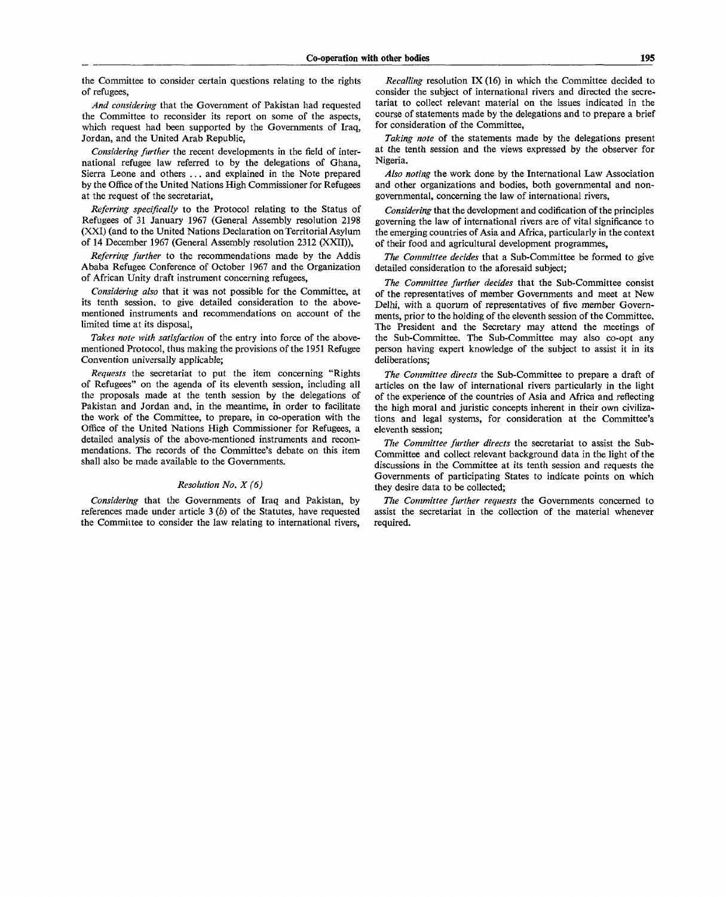the Committee to consider certain questions relating to the rights of refugees,

*And considering* that the Government of Pakistan had requested the Committee to reconsider its report on some of the aspects, which request had been supported by the Governments of Iraq, Jordan, and the United Arab Republic,

*Considering further* the recent developments in the field of international refugee law referred to by the delegations of Ghana, Sierra Leone and others . . . and explained in the Note prepared by the Office of the United Nations High Commissioner for Refugees at the request of the secretariat,

*Referring specifically* to the Protocol relating to the Status of Refugees of 31 January 1967 (General Assembly resolution 2198 (XXI) (and to the United Nations Declaration on Territorial Asylum of 14 December 1967 (General Assembly resolution 2312 (XXII)),

*Referring further* to the recommendations made by the Addis Ababa Refugee Conference of October 1967 and the Organization of African Unity draft instrument concerning refugees,

*Considering also* that it was not possible for the Committee, at its tenth session, to give detailed consideration to the above-mentioned instruments and recommendations on account of the limited time at its disposal,

*Takes note with satisfaction* of the entry into force of the above-mentioned Protocol, thus making the provisions of the 1951 Refugee Convention universally applicable;

*Requests* the secretariat to put the item concerning "Rights of Refugees" on the agenda of its eleventh session, including all the proposals made at the tenth session by the delegations of Pakistan and Jordan and, in the meantime, in order to facilitate the work of the Committee, to prepare, in co-operation with the Office of the United Nations High Commissioner for Refugees, a detailed analysis of the above-mentioned instruments and recommendations. The records of the Committee's debate on this item shall also be made available to the Governments.

*Resolution No. X (6)*

*Considering* that the Governments of Iraq and Pakistan, by references made under article 3 (*b*) of the Statutes, have requested the Committee to consider the law relating to international rivers,

*Recalling* resolution IX (16) in which the Committee decided to consider the subject of international rivers and directed the secretariat to collect relevant material on the issues indicated in the course of statements made by the delegations and to prepare a brief for consideration of the Committee,

*Taking note* of the statements made by the delegations present at the tenth session and the views expressed by the observer for Nigeria.

*Also noting* the work done by the International Law Association and other organizations and bodies, both governmental and non-governmental, concerning the law of international rivers,

*Considering* that the development and codification of the principles governing the law of international rivers are of vital significance to the emerging countries of Asia and Africa, particularly in the context of their food and agricultural development programmes,

*The Committee decides* that a Sub-Committee be formed to give detailed consideration to the aforesaid subject;

*The Committee further decides* that the Sub-Committee consist of the representatives of member Governments and meet at New Delhi, with a quorum of representatives of five member Governments, prior to the holding of the eleventh session of the Committee. The President and the Secretary may attend the meetings of the Sub-Committee. The Sub-Committee may also co-opt any person having expert knowledge of the subject to assist it in its deliberations;

*The Committee directs* the Sub-Committee to prepare a draft of articles on the law of international rivers particularly in the light of the experience of the countries of Asia and Africa and reflecting the high moral and juristic concepts inherent in their own civilizations and legal systems, for consideration at the Committee's eleventh session;

*The Committee further directs* the secretariat to assist the Sub-Committee and collect relevant background data in the light of the discussions in the Committee at its tenth session and requests the Governments of participating States to indicate points on which they desire data to be collected;

*The Committee further requests* the Governments concerned to assist the secretariat in the collection of the material whenever required.